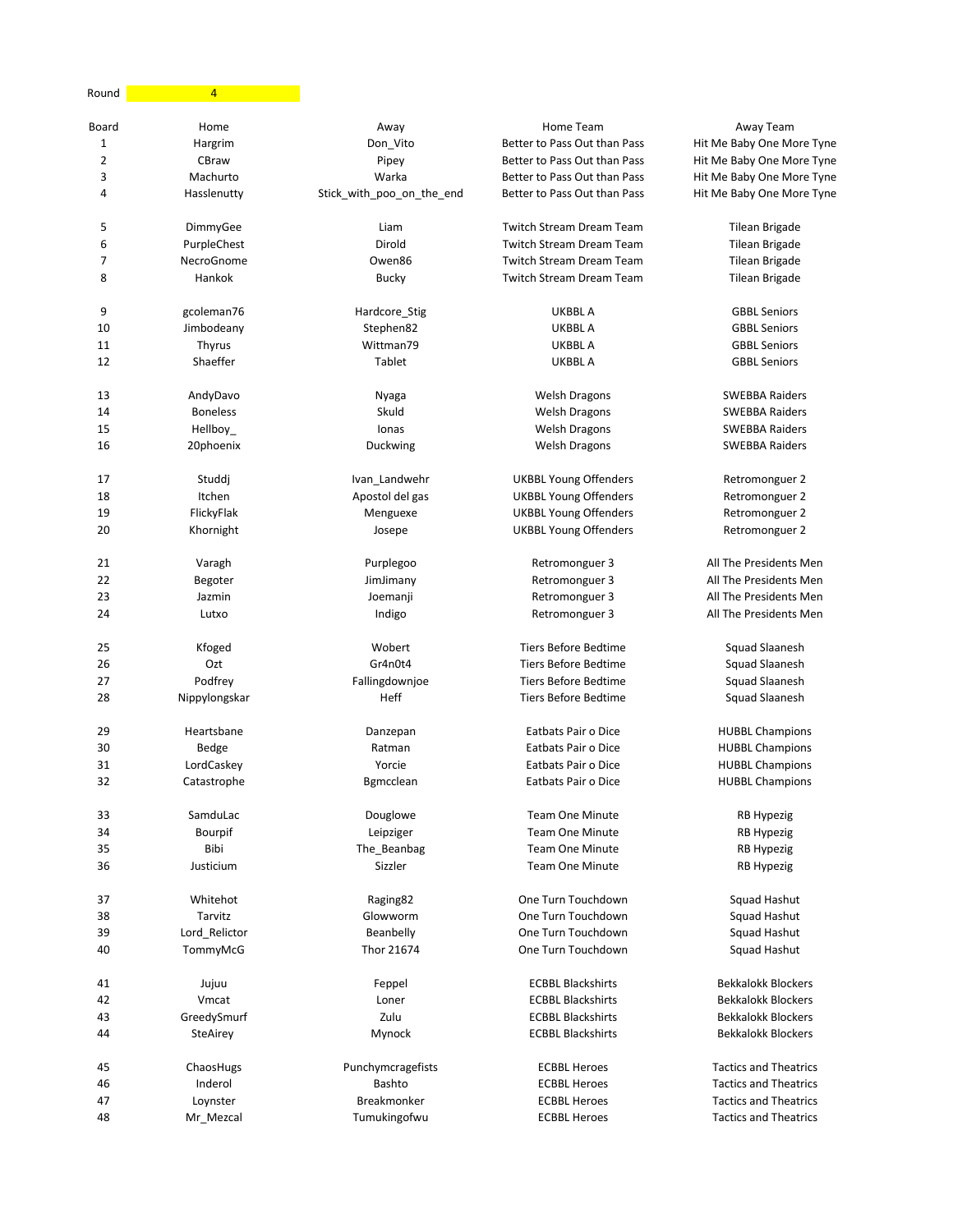Round 4

| Board | Home | Away | Home Team | Away Team |
|---|---|---|---|---|
| 1 | Hargrim | Don_Vito | Better to Pass Out than Pass | Hit Me Baby One More Tyne |
| 2 | CBraw | Pipey | Better to Pass Out than Pass | Hit Me Baby One More Tyne |
| 3 | Machurto | Warka | Better to Pass Out than Pass | Hit Me Baby One More Tyne |
| 4 | Hasslenutty | Stick_with_poo_on_the_end | Better to Pass Out than Pass | Hit Me Baby One More Tyne |
| 5 | DimmyGee | Liam | Twitch Stream Dream Team | Tilean Brigade |
| 6 | PurpleChest | Dirold | Twitch Stream Dream Team | Tilean Brigade |
| 7 | NecroGnome | Owen86 | Twitch Stream Dream Team | Tilean Brigade |
| 8 | Hankok | Bucky | Twitch Stream Dream Team | Tilean Brigade |
| 9 | gcoleman76 | Hardcore_Stig | UKBBL A | GBBL Seniors |
| 10 | Jimbodeany | Stephen82 | UKBBL A | GBBL Seniors |
| 11 | Thyrus | Wittman79 | UKBBL A | GBBL Seniors |
| 12 | Shaeffer | Tablet | UKBBL A | GBBL Seniors |
| 13 | AndyDavo | Nyaga | Welsh Dragons | SWEBBA Raiders |
| 14 | Boneless | Skuld | Welsh Dragons | SWEBBA Raiders |
| 15 | Hellboy_ | Ionas | Welsh Dragons | SWEBBA Raiders |
| 16 | 20phoenix | Duckwing | Welsh Dragons | SWEBBA Raiders |
| 17 | Studdj | Ivan_Landwehr | UKBBL Young Offenders | Retromonguer 2 |
| 18 | Itchen | Apostol del gas | UKBBL Young Offenders | Retromonguer 2 |
| 19 | FlickyFlak | Menguexe | UKBBL Young Offenders | Retromonguer 2 |
| 20 | Khornight | Josepe | UKBBL Young Offenders | Retromonguer 2 |
| 21 | Varagh | Purplegoo | Retromonguer 3 | All The Presidents Men |
| 22 | Begoter | JimJimany | Retromonguer 3 | All The Presidents Men |
| 23 | Jazmin | Joemanji | Retromonguer 3 | All The Presidents Men |
| 24 | Lutxo | Indigo | Retromonguer 3 | All The Presidents Men |
| 25 | Kfoged | Wobert | Tiers Before Bedtime | Squad Slaanesh |
| 26 | Ozt | Gr4n0t4 | Tiers Before Bedtime | Squad Slaanesh |
| 27 | Podfrey | Fallingdownjoe | Tiers Before Bedtime | Squad Slaanesh |
| 28 | Nippylongskar | Heff | Tiers Before Bedtime | Squad Slaanesh |
| 29 | Heartsbane | Danzepan | Eatbats Pair o Dice | HUBBL Champions |
| 30 | Bedge | Ratman | Eatbats Pair o Dice | HUBBL Champions |
| 31 | LordCaskey | Yorcie | Eatbats Pair o Dice | HUBBL Champions |
| 32 | Catastrophe | Bgmcclean | Eatbats Pair o Dice | HUBBL Champions |
| 33 | SamduLac | Douglowe | Team One Minute | RB Hypezig |
| 34 | Bourpif | Leipziger | Team One Minute | RB Hypezig |
| 35 | Bibi | The_Beanbag | Team One Minute | RB Hypezig |
| 36 | Justicium | Sizzler | Team One Minute | RB Hypezig |
| 37 | Whitehot | Raging82 | One Turn Touchdown | Squad Hashut |
| 38 | Tarvitz | Glowworm | One Turn Touchdown | Squad Hashut |
| 39 | Lord_Relictor | Beanbelly | One Turn Touchdown | Squad Hashut |
| 40 | TommyMcG | Thor 21674 | One Turn Touchdown | Squad Hashut |
| 41 | Jujuu | Feppel | ECBBL Blackshirts | Bekkalokk Blockers |
| 42 | Vmcat | Loner | ECBBL Blackshirts | Bekkalokk Blockers |
| 43 | GreedySmurf | Zulu | ECBBL Blackshirts | Bekkalokk Blockers |
| 44 | SteAirey | Mynock | ECBBL Blackshirts | Bekkalokk Blockers |
| 45 | ChaosHugs | Punchymcragefists | ECBBL Heroes | Tactics and Theatrics |
| 46 | Inderol | Bashto | ECBBL Heroes | Tactics and Theatrics |
| 47 | Loynster | Breakmonker | ECBBL Heroes | Tactics and Theatrics |
| 48 | Mr_Mezcal | Tumukingofwu | ECBBL Heroes | Tactics and Theatrics |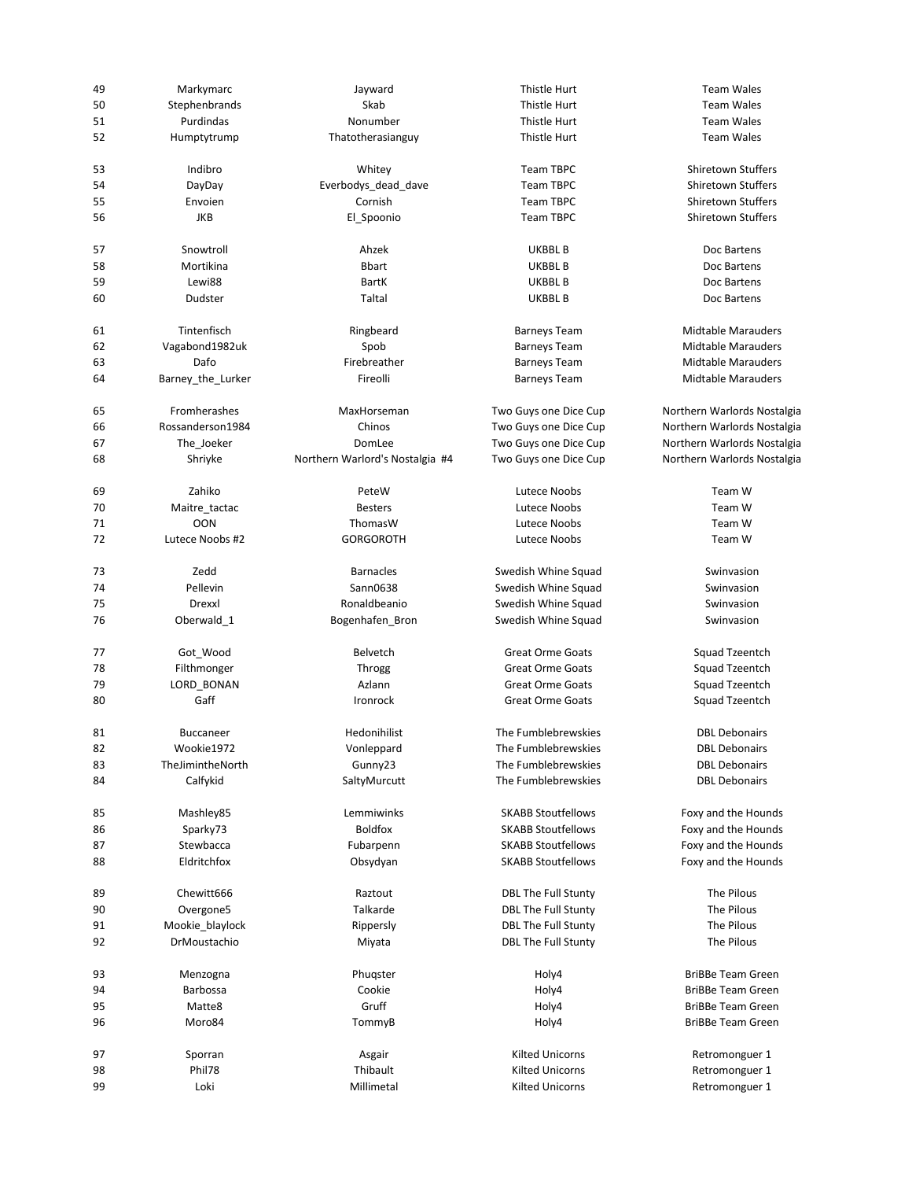| | | | | |
|---|---|---|---|---|
| 49 | Markymarc | Jayward | Thistle Hurt | Team Wales |
| 50 | Stephenbrands | Skab | Thistle Hurt | Team Wales |
| 51 | Purdindas | Nonumber | Thistle Hurt | Team Wales |
| 52 | Humptytrump | Thatotherasianguy | Thistle Hurt | Team Wales |
| 53 | Indibro | Whitey | Team TBPC | Shiretown Stuffers |
| 54 | DayDay | Everbodys_dead_dave | Team TBPC | Shiretown Stuffers |
| 55 | Envoien | Cornish | Team TBPC | Shiretown Stuffers |
| 56 | JKB | El_Spoonio | Team TBPC | Shiretown Stuffers |
| 57 | Snowtroll | Ahzek | UKBBL B | Doc Bartens |
| 58 | Mortikina | Bbart | UKBBL B | Doc Bartens |
| 59 | Lewi88 | BartK | UKBBL B | Doc Bartens |
| 60 | Dudster | Taltal | UKBBL B | Doc Bartens |
| 61 | Tintenfisch | Ringbeard | Barneys Team | Midtable Marauders |
| 62 | Vagabond1982uk | Spob | Barneys Team | Midtable Marauders |
| 63 | Dafo | Firebreather | Barneys Team | Midtable Marauders |
| 64 | Barney_the_Lurker | Fireolli | Barneys Team | Midtable Marauders |
| 65 | Fromherashes | MaxHorseman | Two Guys one Dice Cup | Northern Warlords Nostalgia |
| 66 | Rossanderson1984 | Chinos | Two Guys one Dice Cup | Northern Warlords Nostalgia |
| 67 | The_Joeker | DomLee | Two Guys one Dice Cup | Northern Warlords Nostalgia |
| 68 | Shriyke | Northern Warlord's Nostalgia #4 | Two Guys one Dice Cup | Northern Warlords Nostalgia |
| 69 | Zahiko | PeteW | Lutece Noobs | Team W |
| 70 | Maitre_tactac | Besters | Lutece Noobs | Team W |
| 71 | OON | ThomasW | Lutece Noobs | Team W |
| 72 | Lutece Noobs #2 | GORGOROTH | Lutece Noobs | Team W |
| 73 | Zedd | Barnacles | Swedish Whine Squad | Swinvasion |
| 74 | Pellevin | Sann0638 | Swedish Whine Squad | Swinvasion |
| 75 | Drexxl | Ronaldbeanio | Swedish Whine Squad | Swinvasion |
| 76 | Oberwald_1 | Bogenhafen_Bron | Swedish Whine Squad | Swinvasion |
| 77 | Got_Wood | Belvetch | Great Orme Goats | Squad Tzeentch |
| 78 | Filthmonger | Throgg | Great Orme Goats | Squad Tzeentch |
| 79 | LORD_BONAN | Azlann | Great Orme Goats | Squad Tzeentch |
| 80 | Gaff | Ironrock | Great Orme Goats | Squad Tzeentch |
| 81 | Buccaneer | Hedonihilist | The Fumblebrewskies | DBL Debonairs |
| 82 | Wookie1972 | Vonleppard | The Fumblebrewskies | DBL Debonairs |
| 83 | TheJimintheNorth | Gunny23 | The Fumblebrewskies | DBL Debonairs |
| 84 | Calfykid | SaltyMurcutt | The Fumblebrewskies | DBL Debonairs |
| 85 | Mashley85 | Lemmiwinks | SKABB Stoutfellows | Foxy and the Hounds |
| 86 | Sparky73 | Boldfox | SKABB Stoutfellows | Foxy and the Hounds |
| 87 | Stewbacca | Fubarpenn | SKABB Stoutfellows | Foxy and the Hounds |
| 88 | Eldritchfox | Obsydyan | SKABB Stoutfellows | Foxy and the Hounds |
| 89 | Chewitt666 | Raztout | DBL The Full Stunty | The Pilous |
| 90 | Overgone5 | Talkarde | DBL The Full Stunty | The Pilous |
| 91 | Mookie_blaylock | Rippersly | DBL The Full Stunty | The Pilous |
| 92 | DrMoustachio | Miyata | DBL The Full Stunty | The Pilous |
| 93 | Menzogna | Phuqster | Holy4 | BriBBe Team Green |
| 94 | Barbossa | Cookie | Holy4 | BriBBe Team Green |
| 95 | Matte8 | Gruff | Holy4 | BriBBe Team Green |
| 96 | Moro84 | TommyB | Holy4 | BriBBe Team Green |
| 97 | Sporran | Asgair | Kilted Unicorns | Retromonguer 1 |
| 98 | Phil78 | Thibault | Kilted Unicorns | Retromonguer 1 |
| 99 | Loki | Millimetal | Kilted Unicorns | Retromonguer 1 |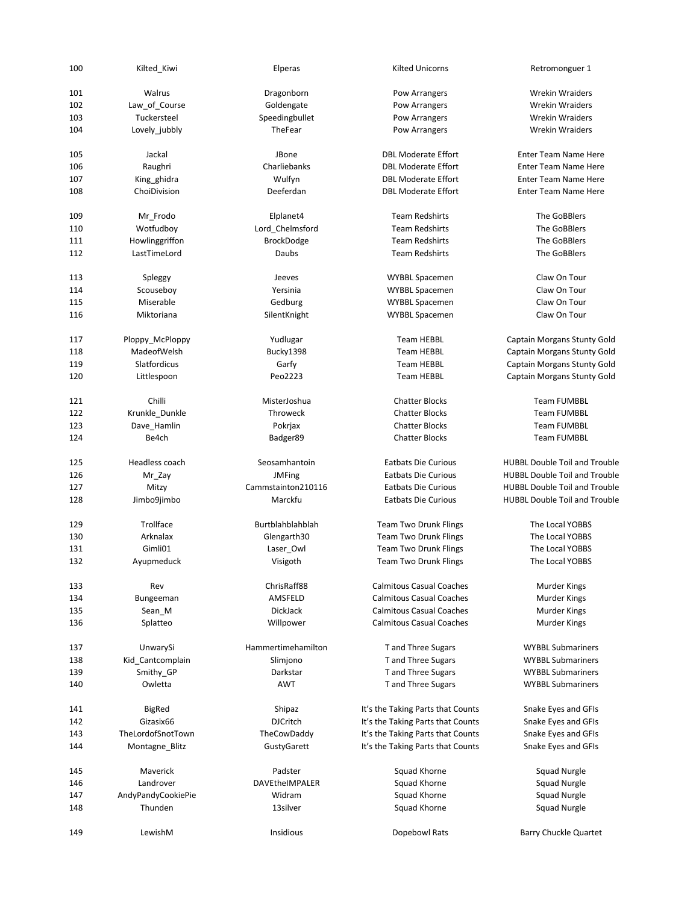| | | | | |
|---|---|---|---|---|
| 100 | Kilted_Kiwi | Elperas | Kilted Unicorns | Retromonguer 1 |
| 101 | Walrus | Dragonborn | Pow Arrangers | Wrekin Wraiders |
| 102 | Law_of_Course | Goldengate | Pow Arrangers | Wrekin Wraiders |
| 103 | Tuckersteel | Speedingbullet | Pow Arrangers | Wrekin Wraiders |
| 104 | Lovely_jubbly | TheFear | Pow Arrangers | Wrekin Wraiders |
| 105 | Jackal | JBone | DBL Moderate Effort | Enter Team Name Here |
| 106 | Raughri | Charliebanks | DBL Moderate Effort | Enter Team Name Here |
| 107 | King_ghidra | Wulfyn | DBL Moderate Effort | Enter Team Name Here |
| 108 | ChoiDivision | Deeferdan | DBL Moderate Effort | Enter Team Name Here |
| 109 | Mr_Frodo | Elplanet4 | Team Redshirts | The GoBBlers |
| 110 | Wotfudboy | Lord_Chelmsford | Team Redshirts | The GoBBlers |
| 111 | Howlinggriffon | BrockDodge | Team Redshirts | The GoBBlers |
| 112 | LastTimeLord | Daubs | Team Redshirts | The GoBBlers |
| 113 | Spleggy | Jeeves | WYBBL Spacemen | Claw On Tour |
| 114 | Scouseboy | Yersinia | WYBBL Spacemen | Claw On Tour |
| 115 | Miserable | Gedburg | WYBBL Spacemen | Claw On Tour |
| 116 | Miktoriana | SilentKnight | WYBBL Spacemen | Claw On Tour |
| 117 | Ploppy_McPloppy | Yudlugar | Team HEBBL | Captain Morgans Stunty Gold |
| 118 | MadeofWelsh | Bucky1398 | Team HEBBL | Captain Morgans Stunty Gold |
| 119 | Slatfordicus | Garfy | Team HEBBL | Captain Morgans Stunty Gold |
| 120 | Littlespoon | Peo2223 | Team HEBBL | Captain Morgans Stunty Gold |
| 121 | Chilli | MisterJoshua | Chatter Blocks | Team FUMBBL |
| 122 | Krunkle_Dunkle | Throweck | Chatter Blocks | Team FUMBBL |
| 123 | Dave_Hamlin | Pokrjax | Chatter Blocks | Team FUMBBL |
| 124 | Be4ch | Badger89 | Chatter Blocks | Team FUMBBL |
| 125 | Headless coach | Seosamhantoin | Eatbats Die Curious | HUBBL Double Toil and Trouble |
| 126 | Mr_Zay | JMFing | Eatbats Die Curious | HUBBL Double Toil and Trouble |
| 127 | Mitzy | Cammstainton210116 | Eatbats Die Curious | HUBBL Double Toil and Trouble |
| 128 | Jimbo9jimbo | Marckfu | Eatbats Die Curious | HUBBL Double Toil and Trouble |
| 129 | Trollface | Burtblahblahblah | Team Two Drunk Flings | The Local YOBBS |
| 130 | Arknalax | Glengarth30 | Team Two Drunk Flings | The Local YOBBS |
| 131 | Gimli01 | Laser_Owl | Team Two Drunk Flings | The Local YOBBS |
| 132 | Ayupmeduck | Visigoth | Team Two Drunk Flings | The Local YOBBS |
| 133 | Rev | ChrisRaff88 | Calmitous Casual Coaches | Murder Kings |
| 134 | Bungeeman | AMSFELD | Calmitous Casual Coaches | Murder Kings |
| 135 | Sean_M | DickJack | Calmitous Casual Coaches | Murder Kings |
| 136 | Splatteo | Willpower | Calmitous Casual Coaches | Murder Kings |
| 137 | UnwarySi | Hammertimehamilton | T and Three Sugars | WYBBL Submariners |
| 138 | Kid_Cantcomplain | Slimjono | T and Three Sugars | WYBBL Submariners |
| 139 | Smithy_GP | Darkstar | T and Three Sugars | WYBBL Submariners |
| 140 | Owletta | AWT | T and Three Sugars | WYBBL Submariners |
| 141 | BigRed | Shipaz | It's the Taking Parts that Counts | Snake Eyes and GFIs |
| 142 | Gizasix66 | DJCritch | It's the Taking Parts that Counts | Snake Eyes and GFIs |
| 143 | TheLordofSnotTown | TheCowDaddy | It's the Taking Parts that Counts | Snake Eyes and GFIs |
| 144 | Montagne_Blitz | GustyGarett | It's the Taking Parts that Counts | Snake Eyes and GFIs |
| 145 | Maverick | Padster | Squad Khorne | Squad Nurgle |
| 146 | Landrover | DAVEtheIMPALER | Squad Khorne | Squad Nurgle |
| 147 | AndyPandyCookiePie | Widram | Squad Khorne | Squad Nurgle |
| 148 | Thunden | 13silver | Squad Khorne | Squad Nurgle |
| 149 | LewishM | Insidious | Dopebowl Rats | Barry Chuckle Quartet |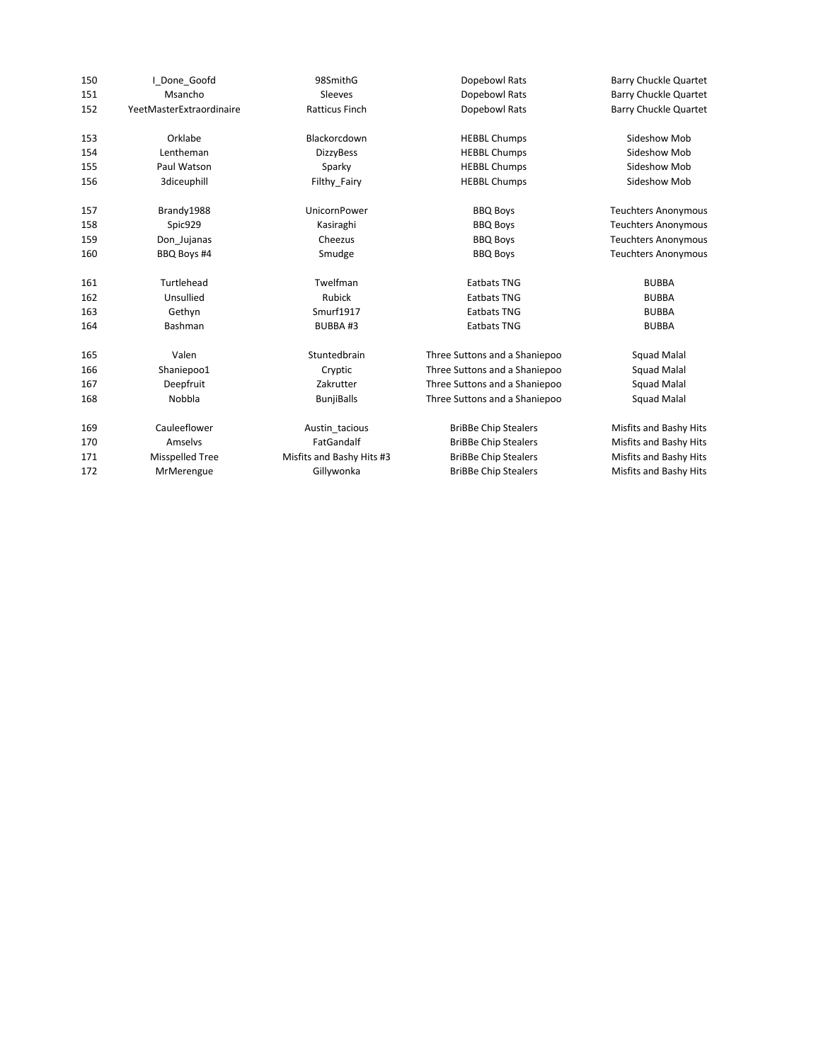| | | | | |
|---|---|---|---|---|
| 150 | I_Done_Goofd | 98SmithG | Dopebowl Rats | Barry Chuckle Quartet |
| 151 | Msancho | Sleeves | Dopebowl Rats | Barry Chuckle Quartet |
| 152 | YeetMasterExtraordinaire | Ratticus Finch | Dopebowl Rats | Barry Chuckle Quartet |
| 153 | Orklabe | Blackorcdown | HEBBL Chumps | Sideshow Mob |
| 154 | Lentheman | DizzyBess | HEBBL Chumps | Sideshow Mob |
| 155 | Paul Watson | Sparky | HEBBL Chumps | Sideshow Mob |
| 156 | 3diceuphill | Filthy_Fairy | HEBBL Chumps | Sideshow Mob |
| 157 | Brandy1988 | UnicornPower | BBQ Boys | Teuchters Anonymous |
| 158 | Spic929 | Kasiraghi | BBQ Boys | Teuchters Anonymous |
| 159 | Don_Jujanas | Cheezus | BBQ Boys | Teuchters Anonymous |
| 160 | BBQ Boys #4 | Smudge | BBQ Boys | Teuchters Anonymous |
| 161 | Turtlehead | Twelfman | Eatbats TNG | BUBBA |
| 162 | Unsullied | Rubick | Eatbats TNG | BUBBA |
| 163 | Gethyn | Smurf1917 | Eatbats TNG | BUBBA |
| 164 | Bashman | BUBBA #3 | Eatbats TNG | BUBBA |
| 165 | Valen | Stuntedbrain | Three Suttons and a Shaniepoo | Squad Malal |
| 166 | Shaniepoo1 | Cryptic | Three Suttons and a Shaniepoo | Squad Malal |
| 167 | Deepfruit | Zakrutter | Three Suttons and a Shaniepoo | Squad Malal |
| 168 | Nobbla | BunjiBalls | Three Suttons and a Shaniepoo | Squad Malal |
| 169 | Cauleeflower | Austin_tacious | BriBBe Chip Stealers | Misfits and Bashy Hits |
| 170 | Amselvs | FatGandalf | BriBBe Chip Stealers | Misfits and Bashy Hits |
| 171 | Misspelled Tree | Misfits and Bashy Hits #3 | BriBBe Chip Stealers | Misfits and Bashy Hits |
| 172 | MrMerengue | Gillywonka | BriBBe Chip Stealers | Misfits and Bashy Hits |